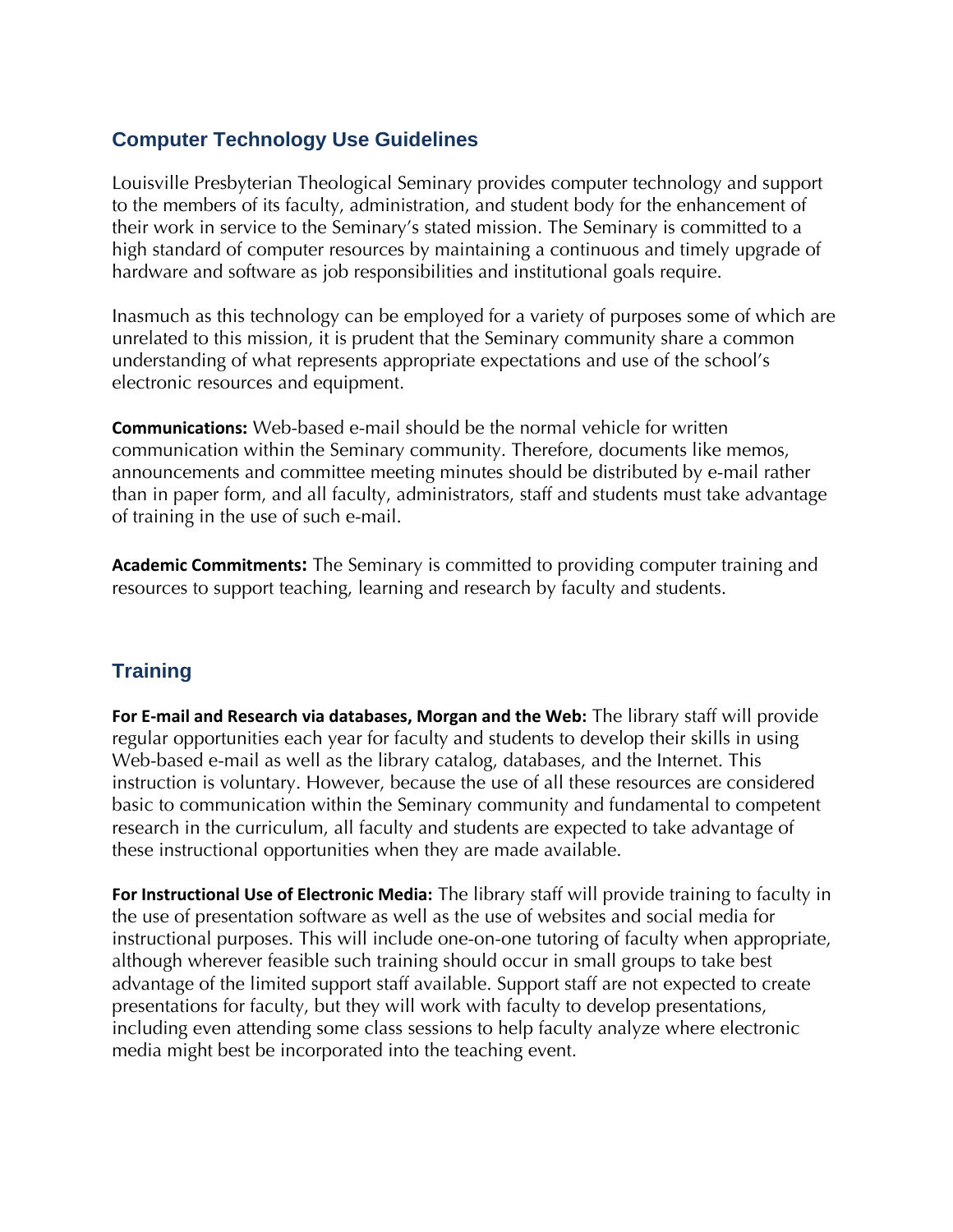## Computer Technology Use Guidelines

Louisville Presbyterian Theological Seminary provides computer technology and support to the members of its faculty, administration, and student body for the enhancement of their work in service to the Seminary's stated mission. The Seminary is committed to a high standard of computer resources by maintaining a continuous and timely upgrade of hardware and software as job responsibilities and institutional goals require.

Inasmuch as this technology can be employed for a variety of purposes some of which are unrelated to this mission, it is prudent that the Seminary community share a common understanding of what represents appropriate expectations and use of the school's electronic resources and equipment.

**Communications:** Web-based e-mail should be the normal vehicle for written communication within the Seminary community. Therefore, documents like memos, announcements and committee meeting minutes should be distributed by e-mail rather than in paper form, and all faculty, administrators, staff and students must take advantage of training in the use of such e-mail.

**Academic Commitments:** The Seminary is committed to providing computer training and resources to support teaching, learning and research by faculty and students.

## Training

**For E-mail and Research via databases, Morgan and the Web:** The library staff will provide regular opportunities each year for faculty and students to develop their skills in using Web-based e-mail as well as the library catalog, databases, and the Internet. This instruction is voluntary. However, because the use of all these resources are considered basic to communication within the Seminary community and fundamental to competent research in the curriculum, all faculty and students are expected to take advantage of these instructional opportunities when they are made available.

**For Instructional Use of Electronic Media:** The library staff will provide training to faculty in the use of presentation software as well as the use of websites and social media for instructional purposes. This will include one-on-one tutoring of faculty when appropriate, although wherever feasible such training should occur in small groups to take best advantage of the limited support staff available. Support staff are not expected to create presentations for faculty, but they will work with faculty to develop presentations, including even attending some class sessions to help faculty analyze where electronic media might best be incorporated into the teaching event.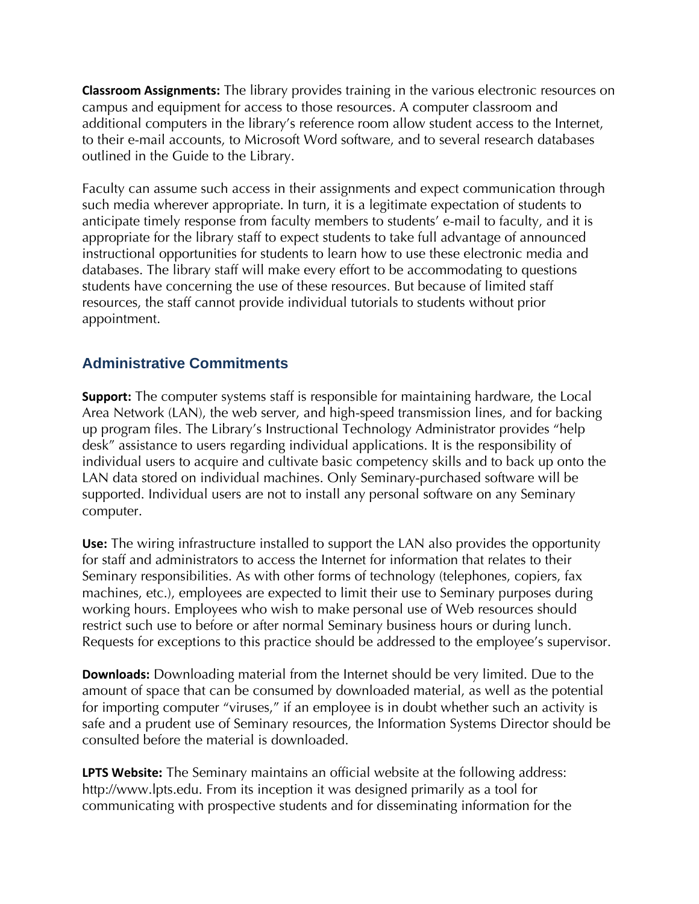**Classroom Assignments:** The library provides training in the various electronic resources on campus and equipment for access to those resources. A computer classroom and additional computers in the library's reference room allow student access to the Internet, to their e-mail accounts, to Microsoft Word software, and to several research databases outlined in the Guide to the Library.

Faculty can assume such access in their assignments and expect communication through such media wherever appropriate. In turn, it is a legitimate expectation of students to anticipate timely response from faculty members to students' e-mail to faculty, and it is appropriate for the library staff to expect students to take full advantage of announced instructional opportunities for students to learn how to use these electronic media and databases. The library staff will make every effort to be accommodating to questions students have concerning the use of these resources. But because of limited staff resources, the staff cannot provide individual tutorials to students without prior appointment.

## Administrative Commitments

**Support:** The computer systems staff is responsible for maintaining hardware, the Local Area Network (LAN), the web server, and high-speed transmission lines, and for backing up program files. The Library's Instructional Technology Administrator provides "help desk" assistance to users regarding individual applications. It is the responsibility of individual users to acquire and cultivate basic competency skills and to back up onto the LAN data stored on individual machines. Only Seminary-purchased software will be supported. Individual users are not to install any personal software on any Seminary computer.

**Use:** The wiring infrastructure installed to support the LAN also provides the opportunity for staff and administrators to access the Internet for information that relates to their Seminary responsibilities. As with other forms of technology (telephones, copiers, fax machines, etc.), employees are expected to limit their use to Seminary purposes during working hours. Employees who wish to make personal use of Web resources should restrict such use to before or after normal Seminary business hours or during lunch. Requests for exceptions to this practice should be addressed to the employee's supervisor.

**Downloads:** Downloading material from the Internet should be very limited. Due to the amount of space that can be consumed by downloaded material, as well as the potential for importing computer "viruses," if an employee is in doubt whether such an activity is safe and a prudent use of Seminary resources, the Information Systems Director should be consulted before the material is downloaded.

**LPTS Website:** The Seminary maintains an official website at the following address: http://www.lpts.edu. From its inception it was designed primarily as a tool for communicating with prospective students and for disseminating information for the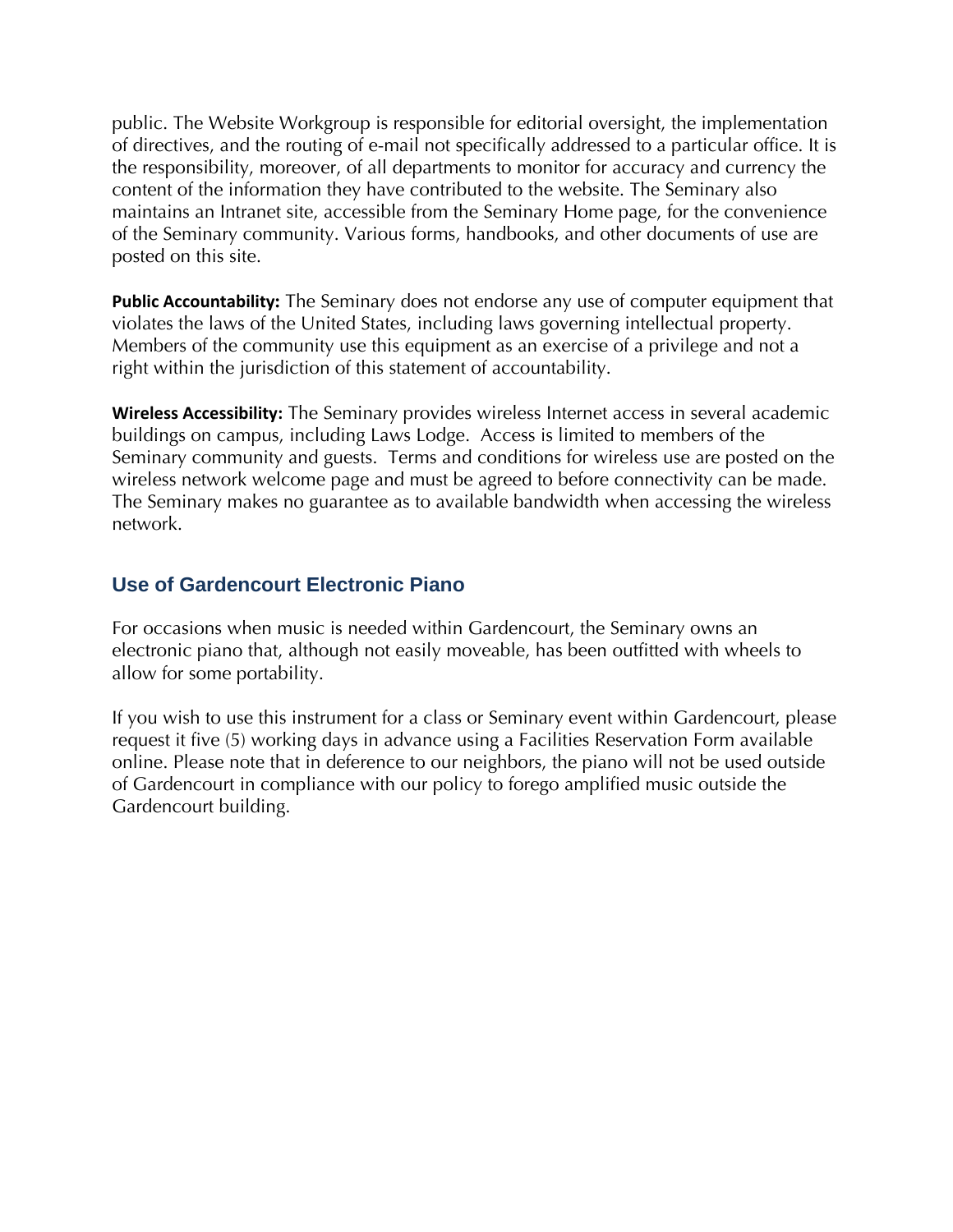public. The Website Workgroup is responsible for editorial oversight, the implementation of directives, and the routing of e-mail not specifically addressed to a particular office. It is the responsibility, moreover, of all departments to monitor for accuracy and currency the content of the information they have contributed to the website. The Seminary also maintains an Intranet site, accessible from the Seminary Home page, for the convenience of the Seminary community. Various forms, handbooks, and other documents of use are posted on this site.

**Public Accountability:** The Seminary does not endorse any use of computer equipment that violates the laws of the United States, including laws governing intellectual property. Members of the community use this equipment as an exercise of a privilege and not a right within the jurisdiction of this statement of accountability.

**Wireless Accessibility:** The Seminary provides wireless Internet access in several academic buildings on campus, including Laws Lodge. Access is limited to members of the Seminary community and guests. Terms and conditions for wireless use are posted on the wireless network welcome page and must be agreed to before connectivity can be made. The Seminary makes no guarantee as to available bandwidth when accessing the wireless network.

## Use of Gardencourt Electronic Piano

For occasions when music is needed within Gardencourt, the Seminary owns an electronic piano that, although not easily moveable, has been outfitted with wheels to allow for some portability.

If you wish to use this instrument for a class or Seminary event within Gardencourt, please request it five (5) working days in advance using a Facilities Reservation Form available online. Please note that in deference to our neighbors, the piano will not be used outside of Gardencourt in compliance with our policy to forego amplified music outside the Gardencourt building.